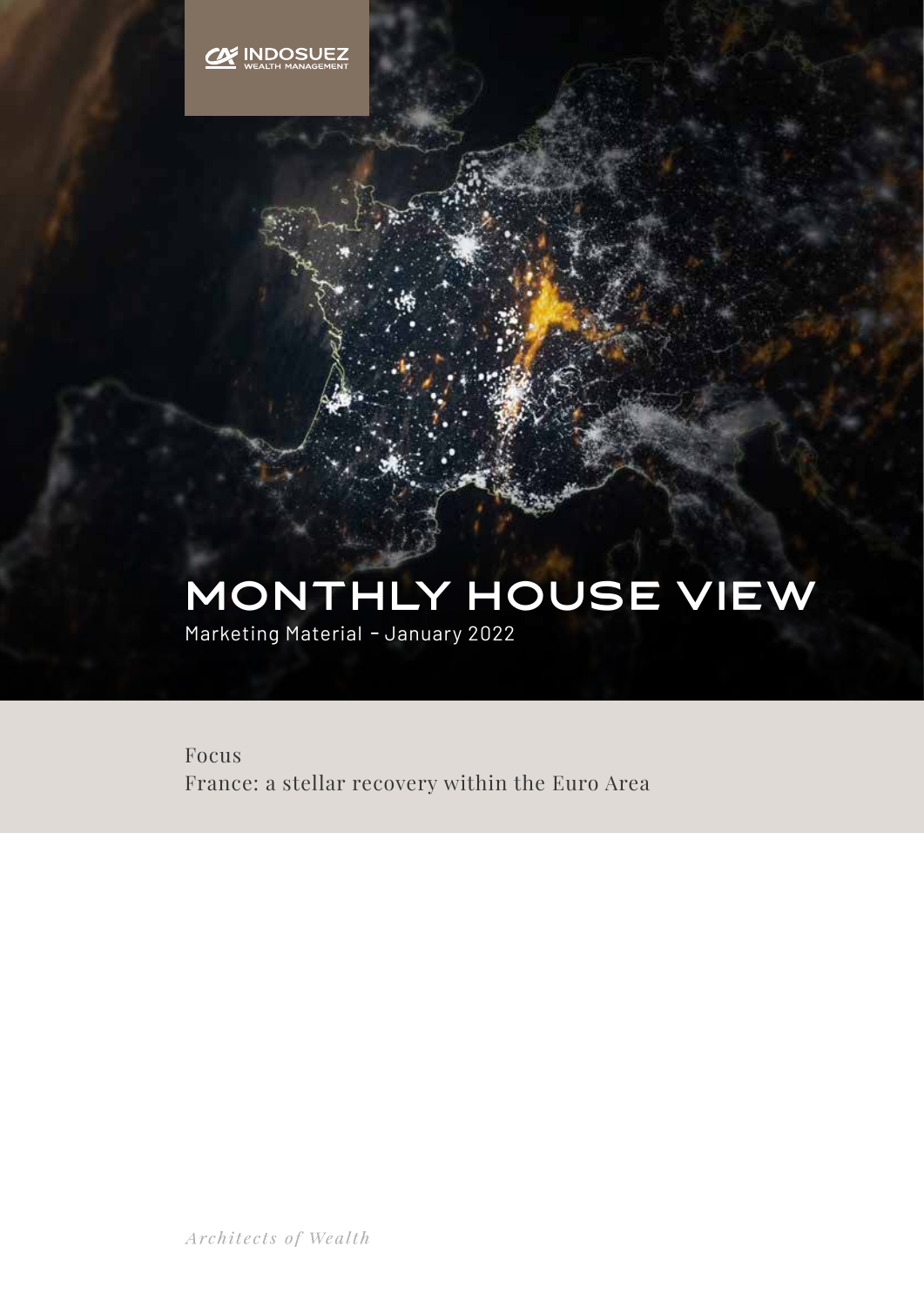INDOSUEZ
WEALTH MANAGEMENT

# MONTHLY HOUSE VIEW

Marketing Material - January 2022

Focus
France: a stellar recovery within the Euro Area

*Architects of Wealth*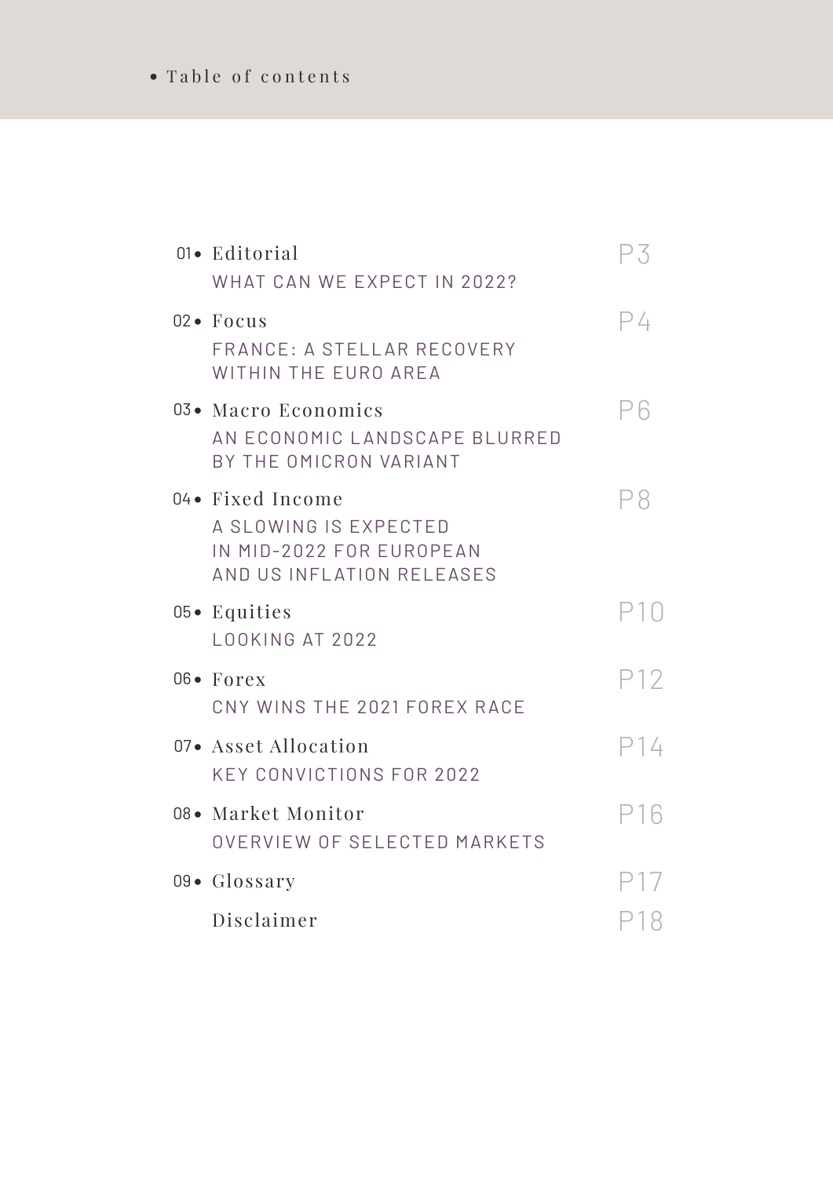# Table of contents

| | Section | Page |
|---|---|---|
| 01 | **Editorial**<br>WHAT CAN WE EXPECT IN 2022? | P3 |
| 02 | **Focus**<br>FRANCE: A STELLAR RECOVERY WITHIN THE EURO AREA | P4 |
| 03 | **Macro Economics**<br>AN ECONOMIC LANDSCAPE BLURRED BY THE OMICRON VARIANT | P6 |
| 04 | **Fixed Income**<br>A SLOWING IS EXPECTED IN MID-2022 FOR EUROPEAN AND US INFLATION RELEASES | P8 |
| 05 | **Equities**<br>LOOKING AT 2022 | P10 |
| 06 | **Forex**<br>CNY WINS THE 2021 FOREX RACE | P12 |
| 07 | **Asset Allocation**<br>KEY CONVICTIONS FOR 2022 | P14 |
| 08 | **Market Monitor**<br>OVERVIEW OF SELECTED MARKETS | P16 |
| 09 | **Glossary** | P17 |
| | **Disclaimer** | P18 |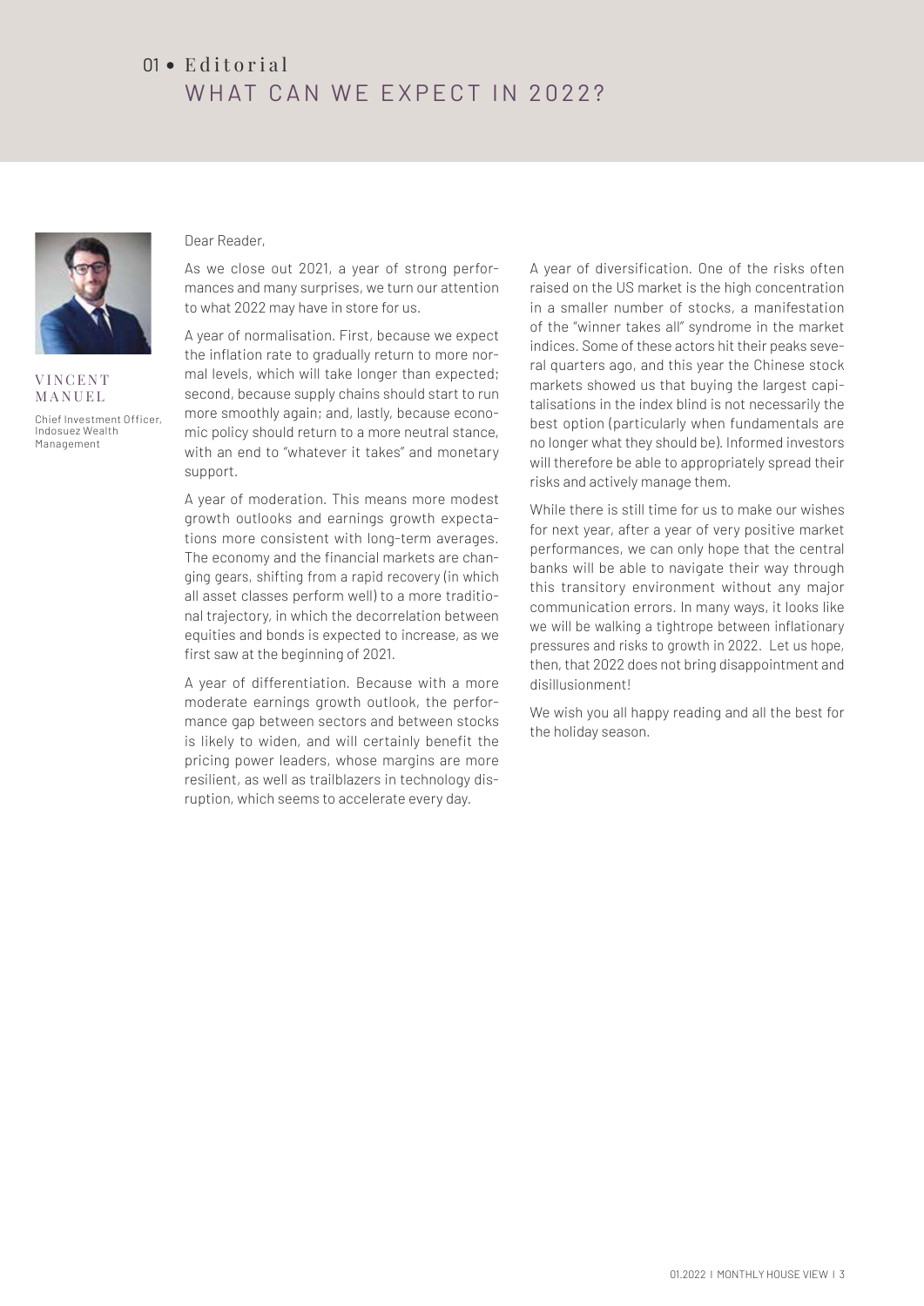# 01 • Editorial
## WHAT CAN WE EXPECT IN 2022?

VINCENT MANUEL

Chief Investment Officer, Indosuez Wealth Management

Dear Reader,

As we close out 2021, a year of strong performances and many surprises, we turn our attention to what 2022 may have in store for us.

A year of normalisation. First, because we expect the inflation rate to gradually return to more normal levels, which will take longer than expected; second, because supply chains should start to run more smoothly again; and, lastly, because economic policy should return to a more neutral stance, with an end to "whatever it takes" and monetary support.

A year of moderation. This means more modest growth outlooks and earnings growth expectations more consistent with long-term averages. The economy and the financial markets are changing gears, shifting from a rapid recovery (in which all asset classes perform well) to a more traditional trajectory, in which the decorrelation between equities and bonds is expected to increase, as we first saw at the beginning of 2021.

A year of differentiation. Because with a more moderate earnings growth outlook, the performance gap between sectors and between stocks is likely to widen, and will certainly benefit the pricing power leaders, whose margins are more resilient, as well as trailblazers in technology disruption, which seems to accelerate every day.

A year of diversification. One of the risks often raised on the US market is the high concentration in a smaller number of stocks, a manifestation of the "winner takes all" syndrome in the market indices. Some of these actors hit their peaks several quarters ago, and this year the Chinese stock markets showed us that buying the largest capitalisations in the index blind is not necessarily the best option (particularly when fundamentals are no longer what they should be). Informed investors will therefore be able to appropriately spread their risks and actively manage them.

While there is still time for us to make our wishes for next year, after a year of very positive market performances, we can only hope that the central banks will be able to navigate their way through this transitory environment without any major communication errors. In many ways, it looks like we will be walking a tightrope between inflationary pressures and risks to growth in 2022. Let us hope, then, that 2022 does not bring disappointment and disillusionment!

We wish you all happy reading and all the best for the holiday season.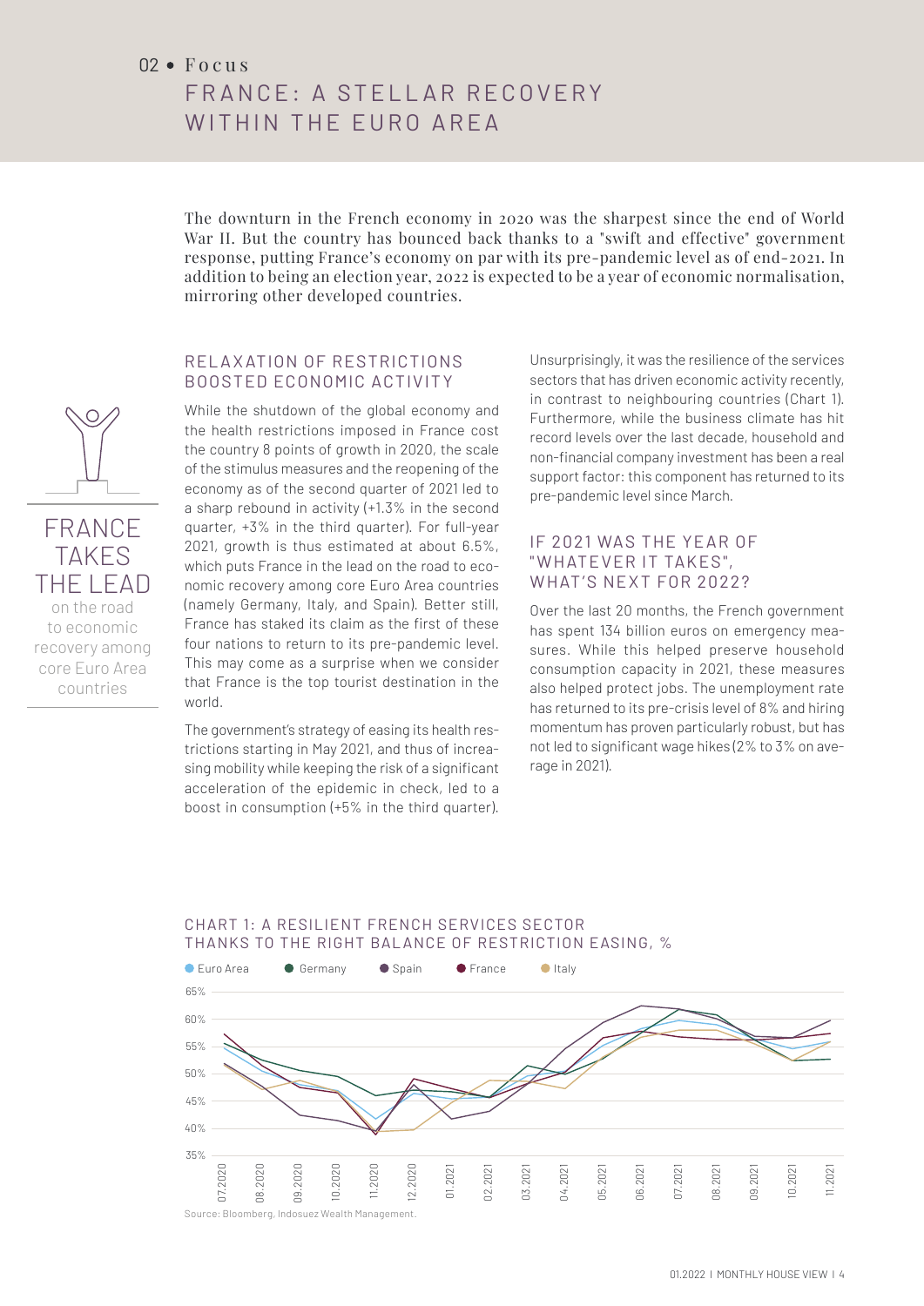02 • Focus

# FRANCE: A STELLAR RECOVERY WITHIN THE EURO AREA

The downturn in the French economy in 2020 was the sharpest since the end of World War II. But the country has bounced back thanks to a "swift and effective" government response, putting France's economy on par with its pre-pandemic level as of end-2021. In addition to being an election year, 2022 is expected to be a year of economic normalisation, mirroring other developed countries.

**FRANCE TAKES THE LEAD** on the road to economic recovery among core Euro Area countries

## RELAXATION OF RESTRICTIONS BOOSTED ECONOMIC ACTIVITY

While the shutdown of the global economy and the health restrictions imposed in France cost the country 8 points of growth in 2020, the scale of the stimulus measures and the reopening of the economy as of the second quarter of 2021 led to a sharp rebound in activity (+1.3% in the second quarter, +3% in the third quarter). For full-year 2021, growth is thus estimated at about 6.5%, which puts France in the lead on the road to economic recovery among core Euro Area countries (namely Germany, Italy, and Spain). Better still, France has staked its claim as the first of these four nations to return to its pre-pandemic level. This may come as a surprise when we consider that France is the top tourist destination in the world.

The government's strategy of easing its health restrictions starting in May 2021, and thus of increasing mobility while keeping the risk of a significant acceleration of the epidemic in check, led to a boost in consumption (+5% in the third quarter).

Unsurprisingly, it was the resilience of the services sectors that has driven economic activity recently, in contrast to neighbouring countries (Chart 1). Furthermore, while the business climate has hit record levels over the last decade, household and non-financial company investment has been a real support factor: this component has returned to its pre-pandemic level since March.

## IF 2021 WAS THE YEAR OF "WHATEVER IT TAKES", WHAT'S NEXT FOR 2022?

Over the last 20 months, the French government has spent 134 billion euros on emergency measures. While this helped preserve household consumption capacity in 2021, these measures also helped protect jobs. The unemployment rate has returned to its pre-crisis level of 8% and hiring momentum has proven particularly robust, but has not led to significant wage hikes (2% to 3% on average in 2021).

CHART 1: A RESILIENT FRENCH SERVICES SECTOR THANKS TO THE RIGHT BALANCE OF RESTRICTION EASING, %

Source: Bloomberg, Indosuez Wealth Management.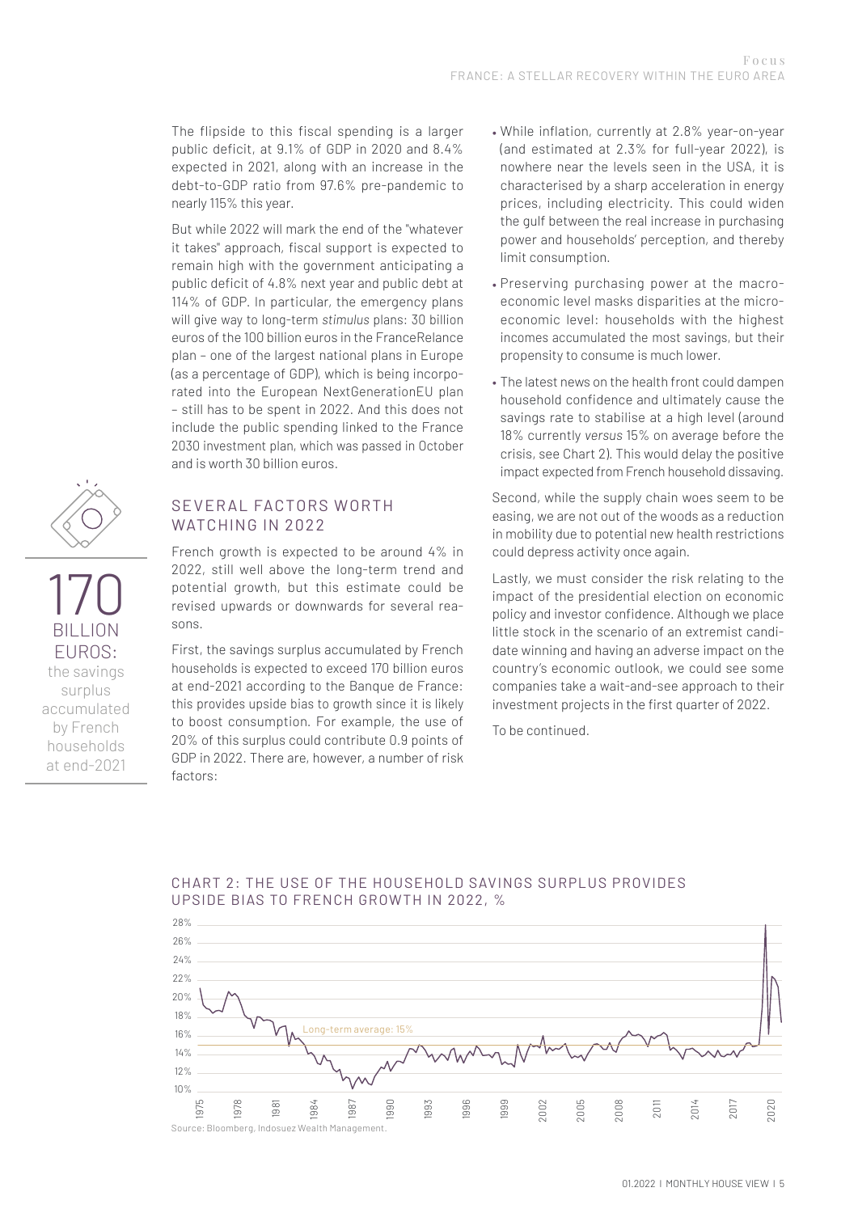The flipside to this fiscal spending is a larger public deficit, at 9.1% of GDP in 2020 and 8.4% expected in 2021, along with an increase in the debt-to-GDP ratio from 97.6% pre-pandemic to nearly 115% this year.

But while 2022 will mark the end of the "whatever it takes" approach, fiscal support is expected to remain high with the government anticipating a public deficit of 4.8% next year and public debt at 114% of GDP. In particular, the emergency plans will give way to long-term *stimulus* plans: 30 billion euros of the 100 billion euros in the FranceRelance plan – one of the largest national plans in Europe (as a percentage of GDP), which is being incorporated into the European NextGenerationEU plan – still has to be spent in 2022. And this does not include the public spending linked to the France 2030 investment plan, which was passed in October and is worth 30 billion euros.

**170 BILLION EUROS:** the savings surplus accumulated by French households at end-2021

## SEVERAL FACTORS WORTH WATCHING IN 2022

French growth is expected to be around 4% in 2022, still well above the long-term trend and potential growth, but this estimate could be revised upwards or downwards for several reasons.

First, the savings surplus accumulated by French households is expected to exceed 170 billion euros at end-2021 according to the Banque de France: this provides upside bias to growth since it is likely to boost consumption. For example, the use of 20% of this surplus could contribute 0.9 points of GDP in 2022. There are, however, a number of risk factors:

- While inflation, currently at 2.8% year-on-year (and estimated at 2.3% for full-year 2022), is nowhere near the levels seen in the USA, it is characterised by a sharp acceleration in energy prices, including electricity. This could widen the gulf between the real increase in purchasing power and households' perception, and thereby limit consumption.
- Preserving purchasing power at the macro-economic level masks disparities at the micro-economic level: households with the highest incomes accumulated the most savings, but their propensity to consume is much lower.
- The latest news on the health front could dampen household confidence and ultimately cause the savings rate to stabilise at a high level (around 18% currently *versus* 15% on average before the crisis, see Chart 2). This would delay the positive impact expected from French household dissaving.

Second, while the supply chain woes seem to be easing, we are not out of the woods as a reduction in mobility due to potential new health restrictions could depress activity once again.

Lastly, we must consider the risk relating to the impact of the presidential election on economic policy and investor confidence. Although we place little stock in the scenario of an extremist candidate winning and having an adverse impact on the country's economic outlook, we could see some companies take a wait-and-see approach to their investment projects in the first quarter of 2022.

To be continued.

CHART 2: THE USE OF THE HOUSEHOLD SAVINGS SURPLUS PROVIDES UPSIDE BIAS TO FRENCH GROWTH IN 2022, %

Source: Bloomberg, Indosuez Wealth Management.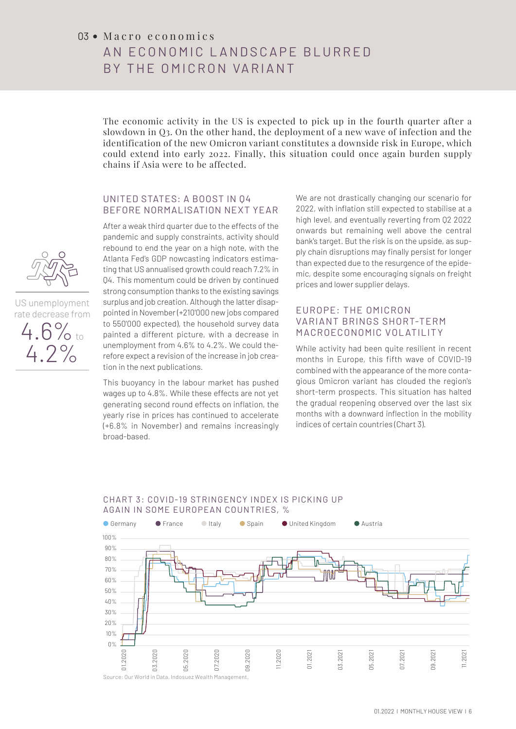# 03 • Macro economics

## AN ECONOMIC LANDSCAPE BLURRED BY THE OMICRON VARIANT

The economic activity in the US is expected to pick up in the fourth quarter after a slowdown in Q3. On the other hand, the deployment of a new wave of infection and the identification of the new Omicron variant constitutes a downside risk in Europe, which could extend into early 2022. Finally, this situation could once again burden supply chains if Asia were to be affected.

US unemployment rate decrease from 4.6% to 4.2%

### UNITED STATES: A BOOST IN Q4 BEFORE NORMALISATION NEXT YEAR

After a weak third quarter due to the effects of the pandemic and supply constraints, activity should rebound to end the year on a high note, with the Atlanta Fed's GDP nowcasting indicators estimating that US annualised growth could reach 7.2% in Q4. This momentum could be driven by continued strong consumption thanks to the existing savings surplus and job creation. Although the latter disappointed in November (+210'000 new jobs compared to 550'000 expected), the household survey data painted a different picture, with a decrease in unemployment from 4.6% to 4.2%. We could therefore expect a revision of the increase in job creation in the next publications.

This buoyancy in the labour market has pushed wages up to 4.8%. While these effects are not yet generating second round effects on inflation, the yearly rise in prices has continued to accelerate (+6.8% in November) and remains increasingly broad-based.

We are not drastically changing our scenario for 2022, with inflation still expected to stabilise at a high level, and eventually reverting from Q2 2022 onwards but remaining well above the central bank's target. But the risk is on the upside, as supply chain disruptions may finally persist for longer than expected due to the resurgence of the epidemic, despite some encouraging signals on freight prices and lower supplier delays.

### EUROPE: THE OMICRON VARIANT BRINGS SHORT-TERM MACROECONOMIC VOLATILITY

While activity had been quite resilient in recent months in Europe, this fifth wave of COVID-19 combined with the appearance of the more contagious Omicron variant has clouded the region's short-term prospects. This situation has halted the gradual reopening observed over the last six months with a downward inflection in the mobility indices of certain countries (Chart 3).

CHART 3: COVID-19 STRINGENCY INDEX IS PICKING UP AGAIN IN SOME EUROPEAN COUNTRIES, %

Source: Our World in Data, Indosuez Wealth Management.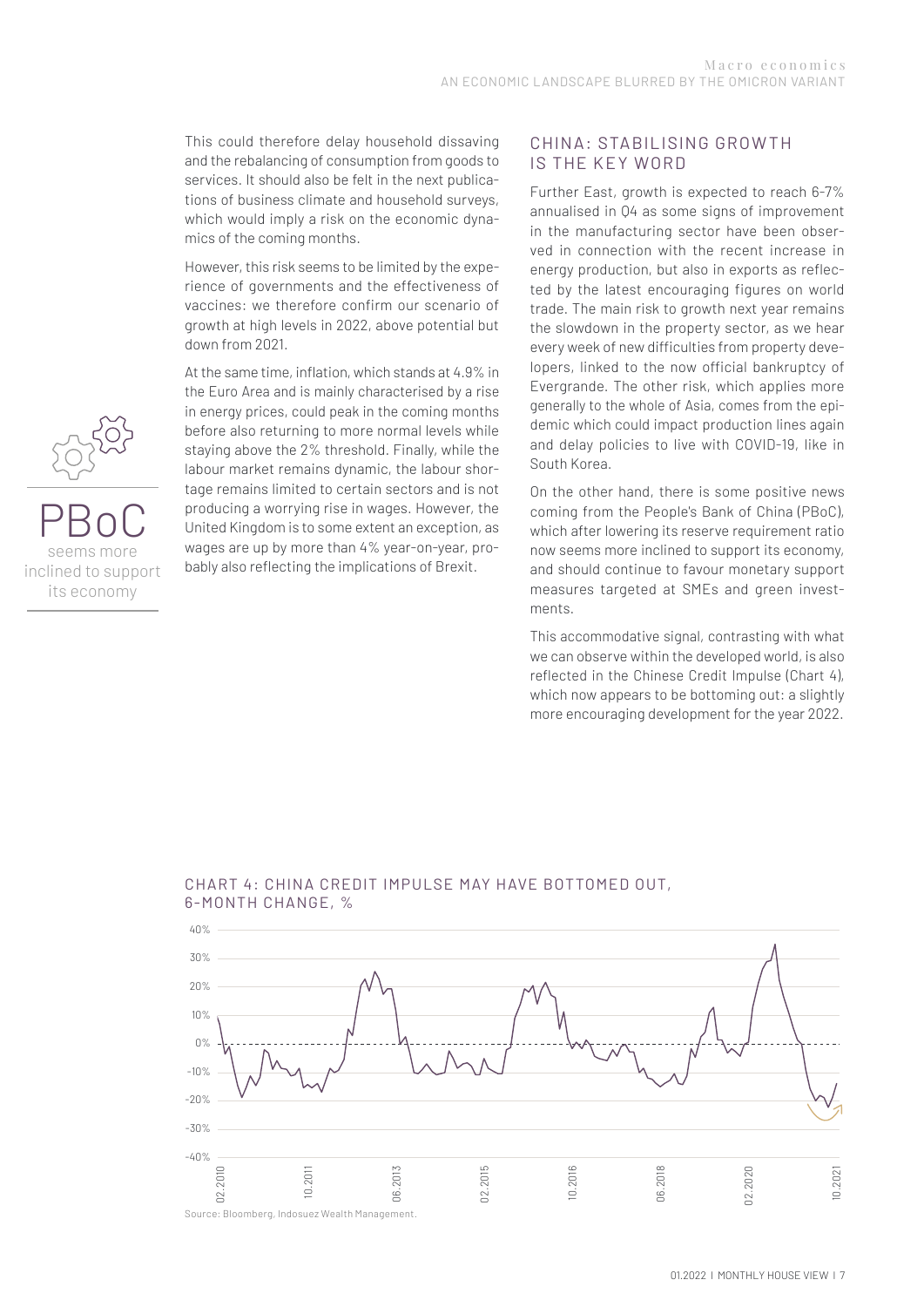This could therefore delay household dissaving and the rebalancing of consumption from goods to services. It should also be felt in the next publications of business climate and household surveys, which would imply a risk on the economic dynamics of the coming months.

However, this risk seems to be limited by the experience of governments and the effectiveness of vaccines: we therefore confirm our scenario of growth at high levels in 2022, above potential but down from 2021.

At the same time, inflation, which stands at 4.9% in the Euro Area and is mainly characterised by a rise in energy prices, could peak in the coming months before also returning to more normal levels while staying above the 2% threshold. Finally, while the labour market remains dynamic, the labour shortage remains limited to certain sectors and is not producing a worrying rise in wages. However, the United Kingdom is to some extent an exception, as wages are up by more than 4% year-on-year, probably also reflecting the implications of Brexit.

**PBoC** seems more inclined to support its economy

## CHINA: STABILISING GROWTH IS THE KEY WORD

Further East, growth is expected to reach 6-7% annualised in Q4 as some signs of improvement in the manufacturing sector have been observed in connection with the recent increase in energy production, but also in exports as reflected by the latest encouraging figures on world trade. The main risk to growth next year remains the slowdown in the property sector, as we hear every week of new difficulties from property developers, linked to the now official bankruptcy of Evergrande. The other risk, which applies more generally to the whole of Asia, comes from the epidemic which could impact production lines again and delay policies to live with COVID-19, like in South Korea.

On the other hand, there is some positive news coming from the People's Bank of China (PBoC), which after lowering its reserve requirement ratio now seems more inclined to support its economy, and should continue to favour monetary support measures targeted at SMEs and green investments.

This accommodative signal, contrasting with what we can observe within the developed world, is also reflected in the Chinese Credit Impulse (Chart 4), which now appears to be bottoming out: a slightly more encouraging development for the year 2022.

CHART 4: CHINA CREDIT IMPULSE MAY HAVE BOTTOMED OUT, 6-MONTH CHANGE, %

Source: Bloomberg, Indosuez Wealth Management.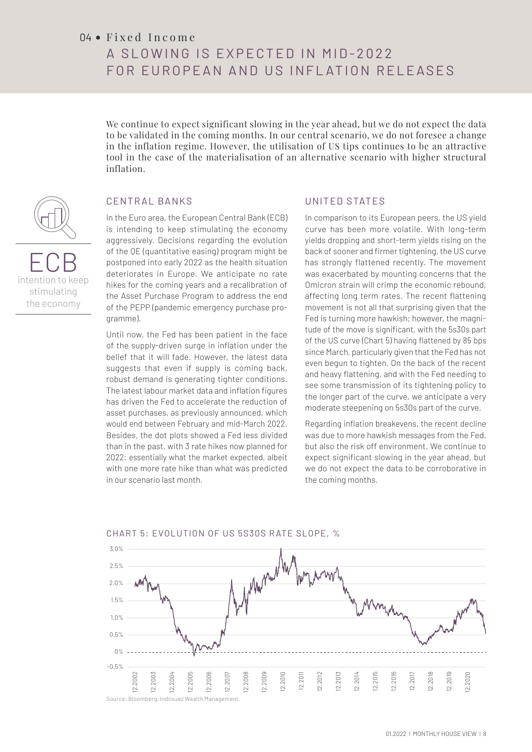# 04 • Fixed Income

# A SLOWING IS EXPECTED IN MID-2022 FOR EUROPEAN AND US INFLATION RELEASES

We continue to expect significant slowing in the year ahead, but we do not expect the data to be validated in the coming months. In our central scenario, we do not foresee a change in the inflation regime. However, the utilisation of US tips continues to be an attractive tool in the case of the materialisation of an alternative scenario with higher structural inflation.

**ECB**
intention to keep stimulating the economy

## CENTRAL BANKS

In the Euro area, the European Central Bank (ECB) is intending to keep stimulating the economy aggressively. Decisions regarding the evolution of the QE (quantitative easing) program might be postponed into early 2022 as the health situation deteriorates in Europe. We anticipate no rate hikes for the coming years and a recalibration of the Asset Purchase Program to address the end of the PEPP (pandemic emergency purchase programme).

Until now, the Fed has been patient in the face of the supply-driven surge in inflation under the belief that it will fade. However, the latest data suggests that even if supply is coming back, robust demand is generating tighter conditions. The latest labour market data and inflation figures has driven the Fed to accelerate the reduction of asset purchases, as previously announced, which would end between February and mid-March 2022. Besides, the dot plots showed a Fed less divided than in the past, with 3 rate hikes now planned for 2022: essentially what the market expected, albeit with one more rate hike than what was predicted in our scenario last month.

## UNITED STATES

In comparison to its European peers, the US yield curve has been more volatile. With long-term yields dropping and short-term yields rising on the back of sooner and firmer tightening, the US curve has strongly flattened recently. The movement was exacerbated by mounting concerns that the Omicron strain will crimp the economic rebound, affecting long term rates. The recent flattening movement is not all that surprising given that the Fed is turning more hawkish; however, the magnitude of the move is significant, with the 5s30s part of the US curve (Chart 5) having flattened by 85 bps since March, particularly given that the Fed has not even begun to tighten. On the back of the recent and heavy flattening, and with the Fed needing to see some transmission of its tightening policy to the longer part of the curve, we anticipate a very moderate steepening on 5s30s part of the curve.

Regarding inflation breakevens, the recent decline was due to more hawkish messages from the Fed, but also the risk off environment. We continue to expect significant slowing in the year ahead, but we do not expect the data to be corroborative in the coming months.

CHART 5: EVOLUTION OF US 5S30S RATE SLOPE, %

Source: Bloomberg, Indosuez Wealth Management.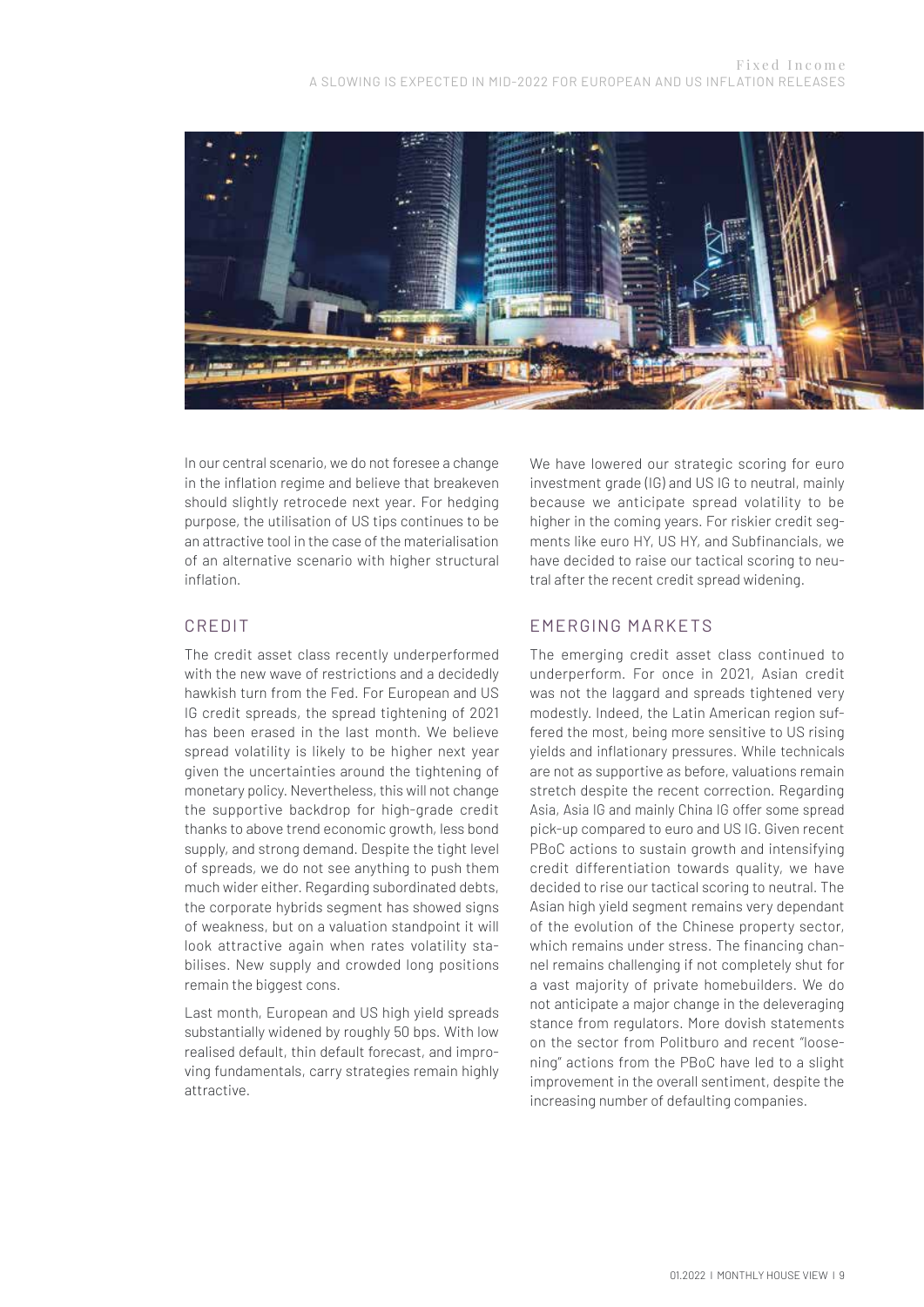In our central scenario, we do not foresee a change in the inflation regime and believe that breakeven should slightly retrocede next year. For hedging purpose, the utilisation of US tips continues to be an attractive tool in the case of the materialisation of an alternative scenario with higher structural inflation.

## CREDIT

The credit asset class recently underperformed with the new wave of restrictions and a decidedly hawkish turn from the Fed. For European and US IG credit spreads, the spread tightening of 2021 has been erased in the last month. We believe spread volatility is likely to be higher next year given the uncertainties around the tightening of monetary policy. Nevertheless, this will not change the supportive backdrop for high-grade credit thanks to above trend economic growth, less bond supply, and strong demand. Despite the tight level of spreads, we do not see anything to push them much wider either. Regarding subordinated debts, the corporate hybrids segment has showed signs of weakness, but on a valuation standpoint it will look attractive again when rates volatility stabilises. New supply and crowded long positions remain the biggest cons.

Last month, European and US high yield spreads substantially widened by roughly 50 bps. With low realised default, thin default forecast, and improving fundamentals, carry strategies remain highly attractive.

We have lowered our strategic scoring for euro investment grade (IG) and US IG to neutral, mainly because we anticipate spread volatility to be higher in the coming years. For riskier credit segments like euro HY, US HY, and Subfinancials, we have decided to raise our tactical scoring to neutral after the recent credit spread widening.

## EMERGING MARKETS

The emerging credit asset class continued to underperform. For once in 2021, Asian credit was not the laggard and spreads tightened very modestly. Indeed, the Latin American region suffered the most, being more sensitive to US rising yields and inflationary pressures. While technicals are not as supportive as before, valuations remain stretch despite the recent correction. Regarding Asia, Asia IG and mainly China IG offer some spread pick-up compared to euro and US IG. Given recent PBoC actions to sustain growth and intensifying credit differentiation towards quality, we have decided to rise our tactical scoring to neutral. The Asian high yield segment remains very dependant of the evolution of the Chinese property sector, which remains under stress. The financing channel remains challenging if not completely shut for a vast majority of private homebuilders. We do not anticipate a major change in the deleveraging stance from regulators. More dovish statements on the sector from Politburo and recent "loosening" actions from the PBoC have led to a slight improvement in the overall sentiment, despite the increasing number of defaulting companies.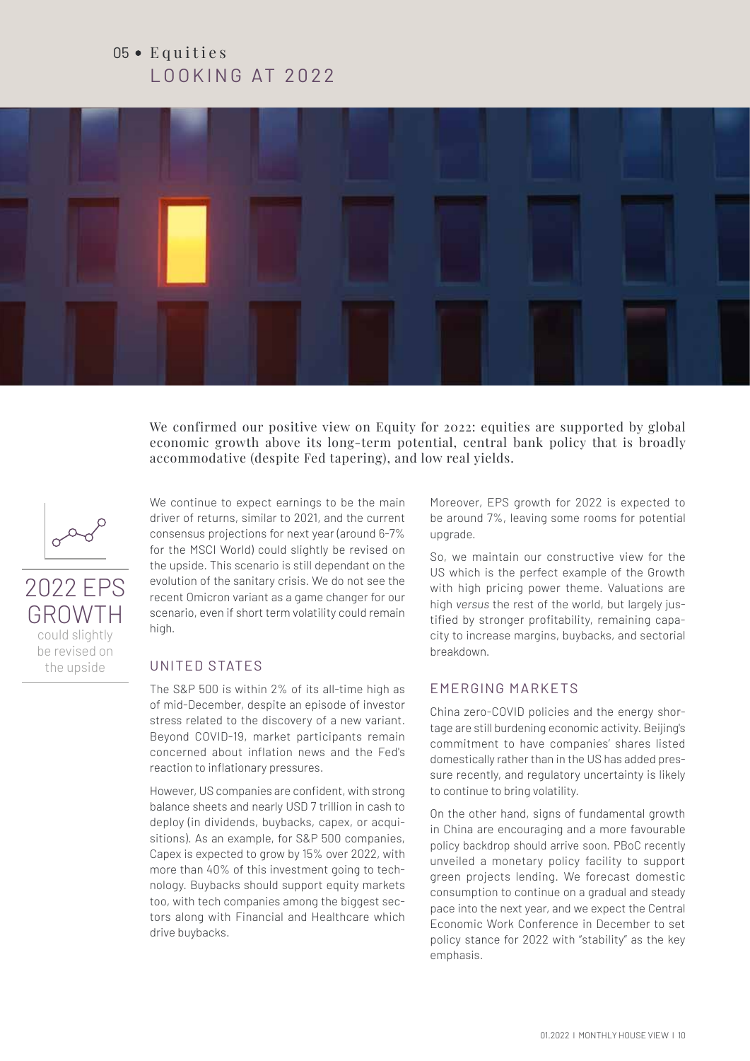# 05 • Equities
## LOOKING AT 2022

We confirmed our positive view on Equity for 2022: equities are supported by global economic growth above its long-term potential, central bank policy that is broadly accommodative (despite Fed tapering), and low real yields.

**2022 EPS GROWTH** could slightly be revised on the upside

We continue to expect earnings to be the main driver of returns, similar to 2021, and the current consensus projections for next year (around 6-7% for the MSCI World) could slightly be revised on the upside. This scenario is still dependant on the evolution of the sanitary crisis. We do not see the recent Omicron variant as a game changer for our scenario, even if short term volatility could remain high.

### UNITED STATES

The S&P 500 is within 2% of its all-time high as of mid-December, despite an episode of investor stress related to the discovery of a new variant. Beyond COVID-19, market participants remain concerned about inflation news and the Fed's reaction to inflationary pressures.

However, US companies are confident, with strong balance sheets and nearly USD 7 trillion in cash to deploy (in dividends, buybacks, capex, or acquisitions). As an example, for S&P 500 companies, Capex is expected to grow by 15% over 2022, with more than 40% of this investment going to technology. Buybacks should support equity markets too, with tech companies among the biggest sectors along with Financial and Healthcare which drive buybacks.

Moreover, EPS growth for 2022 is expected to be around 7%, leaving some rooms for potential upgrade.

So, we maintain our constructive view for the US which is the perfect example of the Growth with high pricing power theme. Valuations are high *versus* the rest of the world, but largely justified by stronger profitability, remaining capacity to increase margins, buybacks, and sectorial breakdown.

### EMERGING MARKETS

China zero-COVID policies and the energy shortage are still burdening economic activity. Beijing's commitment to have companies' shares listed domestically rather than in the US has added pressure recently, and regulatory uncertainty is likely to continue to bring volatility.

On the other hand, signs of fundamental growth in China are encouraging and a more favourable policy backdrop should arrive soon. PBoC recently unveiled a monetary policy facility to support green projects lending. We forecast domestic consumption to continue on a gradual and steady pace into the next year, and we expect the Central Economic Work Conference in December to set policy stance for 2022 with "stability" as the key emphasis.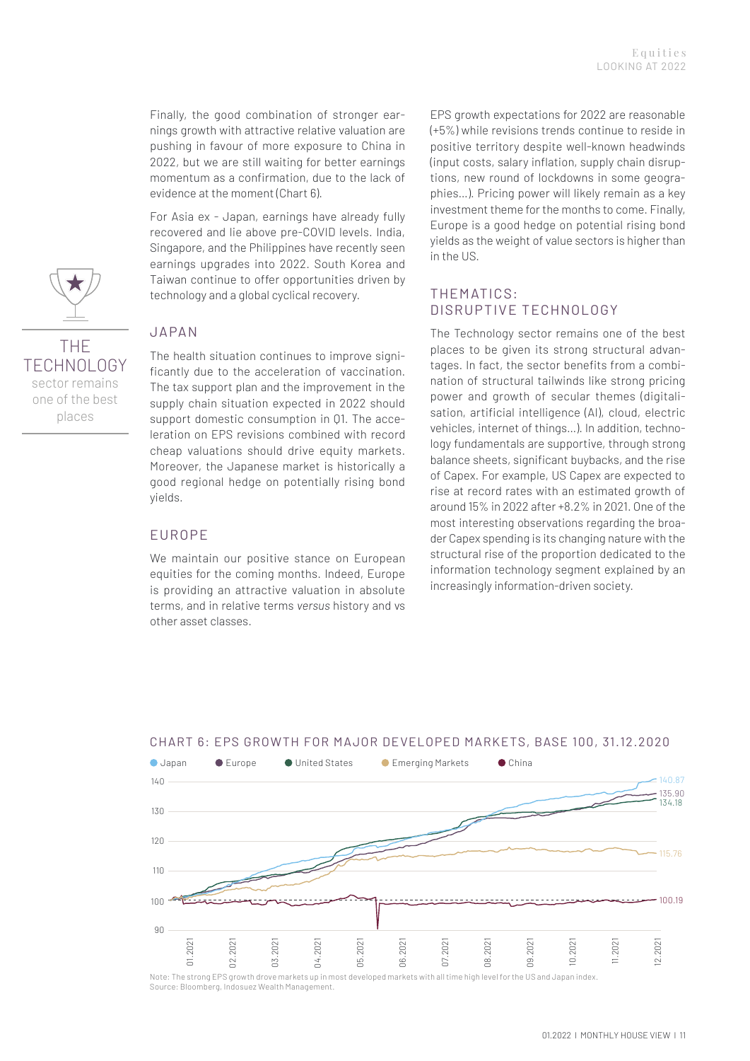Finally, the good combination of stronger earnings growth with attractive relative valuation are pushing in favour of more exposure to China in 2022, but we are still waiting for better earnings momentum as a confirmation, due to the lack of evidence at the moment (Chart 6).

For Asia ex - Japan, earnings have already fully recovered and lie above pre-COVID levels. India, Singapore, and the Philippines have recently seen earnings upgrades into 2022. South Korea and Taiwan continue to offer opportunities driven by technology and a global cyclical recovery.

> THE TECHNOLOGY sector remains one of the best places

## JAPAN

The health situation continues to improve significantly due to the acceleration of vaccination. The tax support plan and the improvement in the supply chain situation expected in 2022 should support domestic consumption in Q1. The acceleration on EPS revisions combined with record cheap valuations should drive equity markets. Moreover, the Japanese market is historically a good regional hedge on potentially rising bond yields.

## EUROPE

We maintain our positive stance on European equities for the coming months. Indeed, Europe is providing an attractive valuation in absolute terms, and in relative terms *versus* history and vs other asset classes.

EPS growth expectations for 2022 are reasonable (+5%) while revisions trends continue to reside in positive territory despite well-known headwinds (input costs, salary inflation, supply chain disruptions, new round of lockdowns in some geographies...). Pricing power will likely remain as a key investment theme for the months to come. Finally, Europe is a good hedge on potential rising bond yields as the weight of value sectors is higher than in the US.

## THEMATICS: DISRUPTIVE TECHNOLOGY

The Technology sector remains one of the best places to be given its strong structural advantages. In fact, the sector benefits from a combination of structural tailwinds like strong pricing power and growth of secular themes (digitalisation, artificial intelligence (AI), cloud, electric vehicles, internet of things...). In addition, technology fundamentals are supportive, through strong balance sheets, significant buybacks, and the rise of Capex. For example, US Capex are expected to rise at record rates with an estimated growth of around 15% in 2022 after +8.2% in 2021. One of the most interesting observations regarding the broader Capex spending is its changing nature with the structural rise of the proportion dedicated to the information technology segment explained by an increasingly information-driven society.

### CHART 6: EPS GROWTH FOR MAJOR DEVELOPED MARKETS, BASE 100, 31.12.2020

Legend: Japan, Europe, United States, Emerging Markets, China

End values (12.2021): Japan 140.87; Europe 135.90; United States 134.18; Emerging Markets 115.76; China 100.19

Note: The strong EPS growth drove markets up in most developed markets with all time high level for the US and Japan index.
Source: Bloomberg, Indosuez Wealth Management.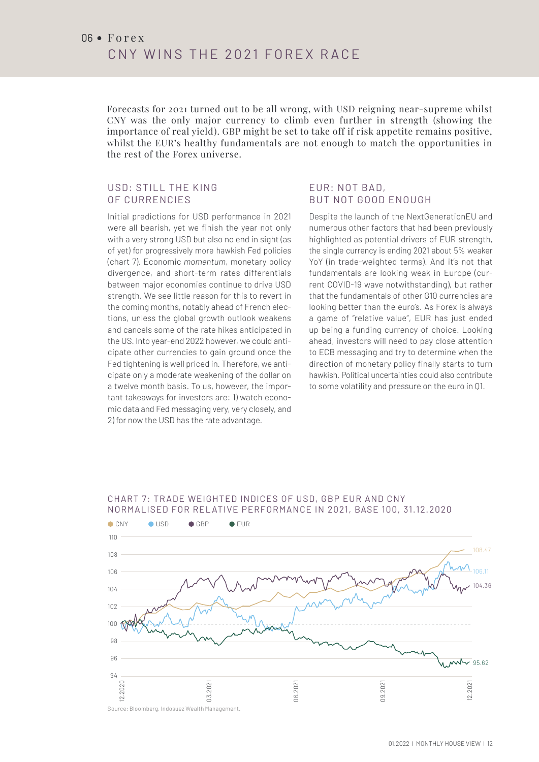# 06 • Forex

# CNY WINS THE 2021 FOREX RACE

Forecasts for 2021 turned out to be all wrong, with USD reigning near-supreme whilst CNY was the only major currency to climb even further in strength (showing the importance of real yield). GBP might be set to take off if risk appetite remains positive, whilst the EUR's healthy fundamentals are not enough to match the opportunities in the rest of the Forex universe.

## USD: STILL THE KING OF CURRENCIES

Initial predictions for USD performance in 2021 were all bearish, yet we finish the year not only with a very strong USD but also no end in sight (as of yet) for progressively more hawkish Fed policies (chart 7). Economic *momentum*, monetary policy divergence, and short-term rates differentials between major economies continue to drive USD strength. We see little reason for this to revert in the coming months, notably ahead of French elections, unless the global growth outlook weakens and cancels some of the rate hikes anticipated in the US. Into year-end 2022 however, we could anticipate other currencies to gain ground once the Fed tightening is well priced in. Therefore, we anticipate only a moderate weakening of the dollar on a twelve month basis. To us, however, the important takeaways for investors are: 1) watch economic data and Fed messaging very, very closely, and 2) for now the USD has the rate advantage.

## EUR: NOT BAD, BUT NOT GOOD ENOUGH

Despite the launch of the NextGenerationEU and numerous other factors that had been previously highlighted as potential drivers of EUR strength, the single currency is ending 2021 about 5% weaker YoY (in trade-weighted terms). And it's not that fundamentals are looking weak in Europe (current COVID-19 wave notwithstanding), but rather that the fundamentals of other G10 currencies are looking better than the euro's. As Forex is always a game of "relative value", EUR has just ended up being a funding currency of choice. Looking ahead, investors will need to pay close attention to ECB messaging and try to determine when the direction of monetary policy finally starts to turn hawkish. Political uncertainties could also contribute to some volatility and pressure on the euro in Q1.

CHART 7: TRADE WEIGHTED INDICES OF USD, GBP EUR AND CNY NORMALISED FOR RELATIVE PERFORMANCE IN 2021, BASE 100, 31.12.2020

Source: Bloomberg, Indosuez Wealth Management.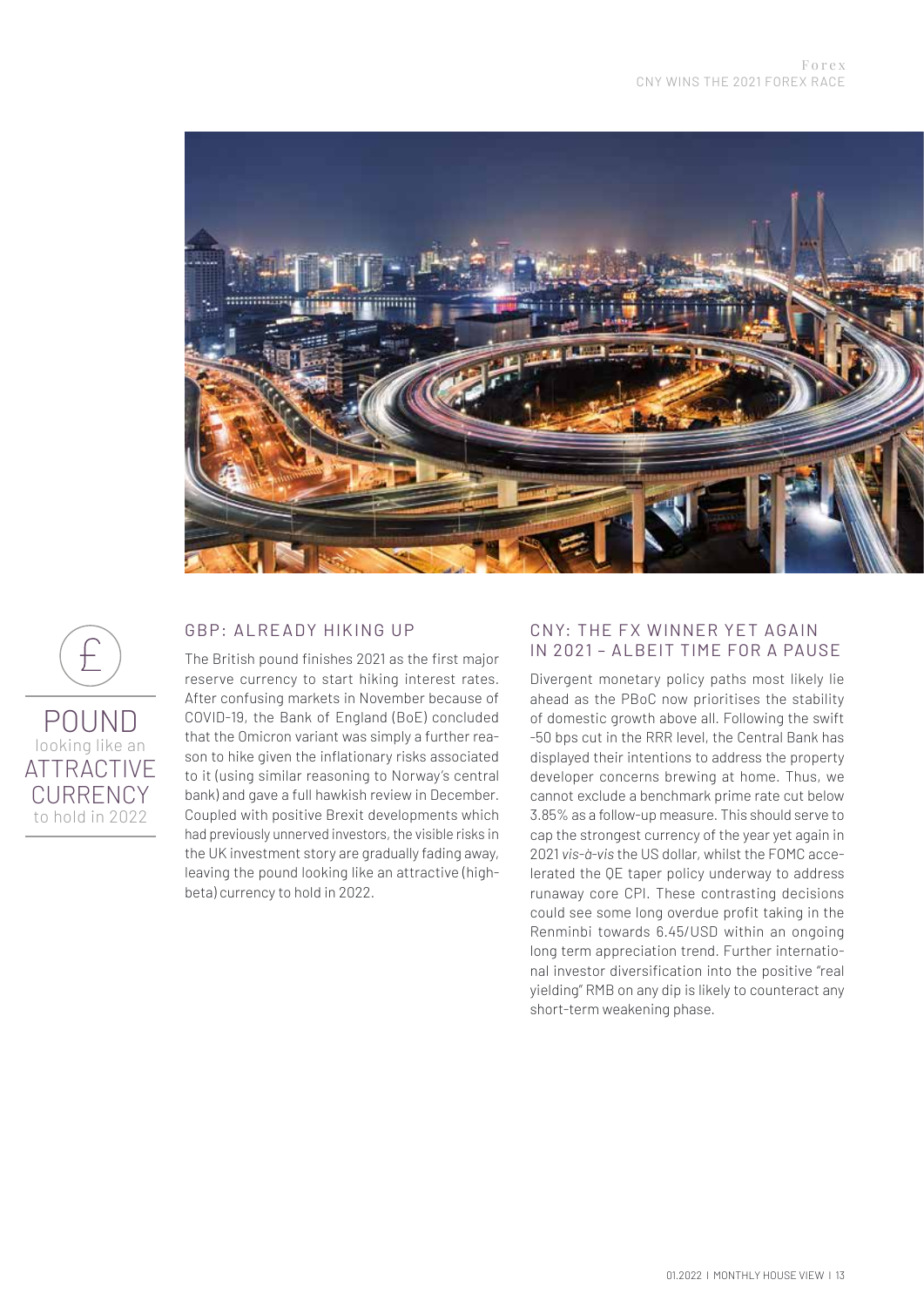£

POUND looking like an ATTRACTIVE CURRENCY to hold in 2022

## GBP: ALREADY HIKING UP

The British pound finishes 2021 as the first major reserve currency to start hiking interest rates. After confusing markets in November because of COVID-19, the Bank of England (BoE) concluded that the Omicron variant was simply a further reason to hike given the inflationary risks associated to it (using similar reasoning to Norway's central bank) and gave a full hawkish review in December. Coupled with positive Brexit developments which had previously unnerved investors, the visible risks in the UK investment story are gradually fading away, leaving the pound looking like an attractive (high-beta) currency to hold in 2022.

## CNY: THE FX WINNER YET AGAIN IN 2021 – ALBEIT TIME FOR A PAUSE

Divergent monetary policy paths most likely lie ahead as the PBoC now prioritises the stability of domestic growth above all. Following the swift -50 bps cut in the RRR level, the Central Bank has displayed their intentions to address the property developer concerns brewing at home. Thus, we cannot exclude a benchmark prime rate cut below 3.85% as a follow-up measure. This should serve to cap the strongest currency of the year yet again in 2021 *vis-à-vis* the US dollar, whilst the FOMC accelerated the QE taper policy underway to address runaway core CPI. These contrasting decisions could see some long overdue profit taking in the Renminbi towards 6.45/USD within an ongoing long term appreciation trend. Further international investor diversification into the positive "real yielding" RMB on any dip is likely to counteract any short-term weakening phase.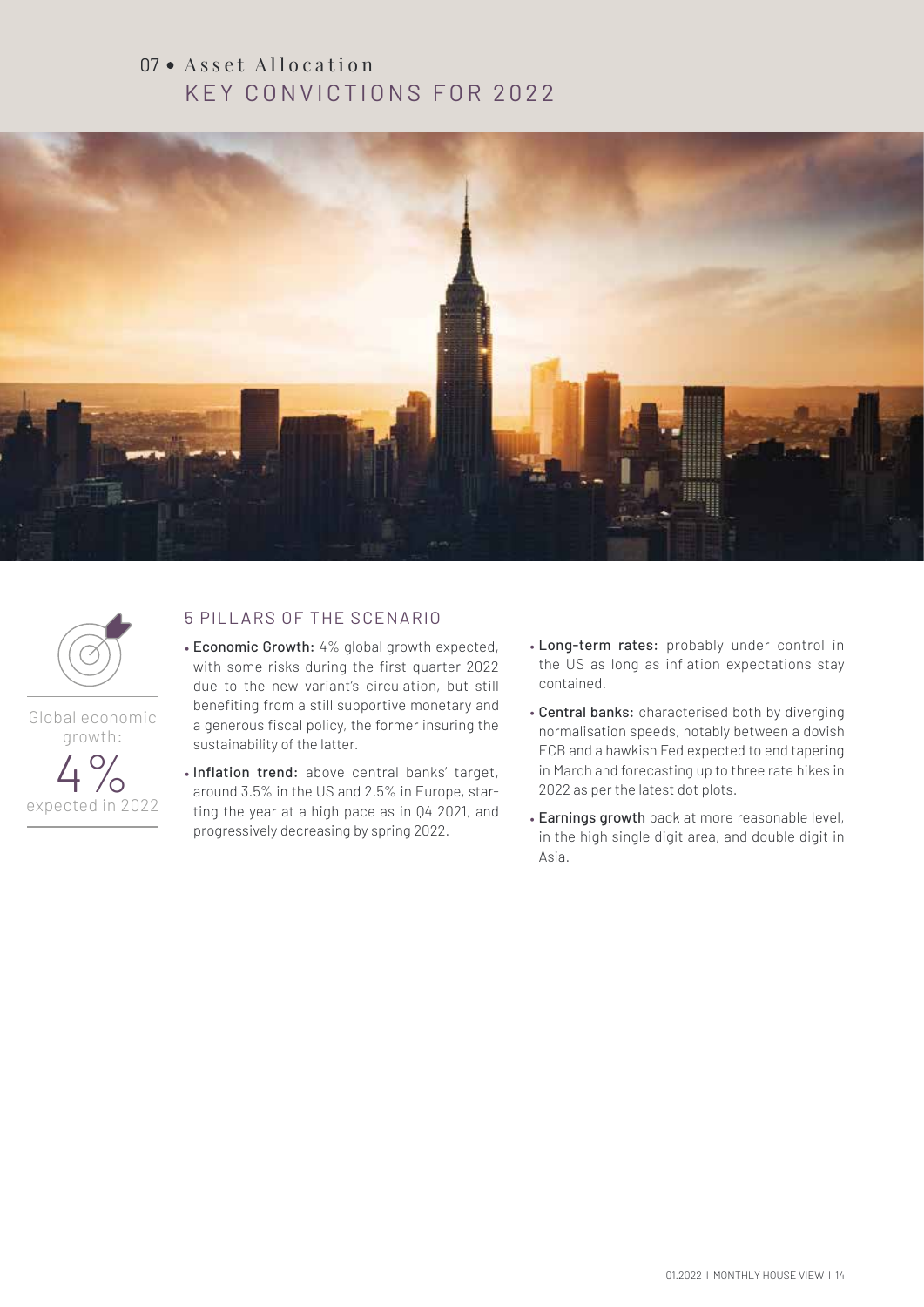# 07 • Asset Allocation
## KEY CONVICTIONS FOR 2022

Global economic growth:

4%

expected in 2022

### 5 PILLARS OF THE SCENARIO

- **Economic Growth:** 4% global growth expected, with some risks during the first quarter 2022 due to the new variant's circulation, but still benefiting from a still supportive monetary and a generous fiscal policy, the former insuring the sustainability of the latter.
- **Inflation trend:** above central banks' target, around 3.5% in the US and 2.5% in Europe, starting the year at a high pace as in Q4 2021, and progressively decreasing by spring 2022.
- **Long-term rates:** probably under control in the US as long as inflation expectations stay contained.
- **Central banks:** characterised both by diverging normalisation speeds, notably between a dovish ECB and a hawkish Fed expected to end tapering in March and forecasting up to three rate hikes in 2022 as per the latest dot plots.
- **Earnings growth** back at more reasonable level, in the high single digit area, and double digit in Asia.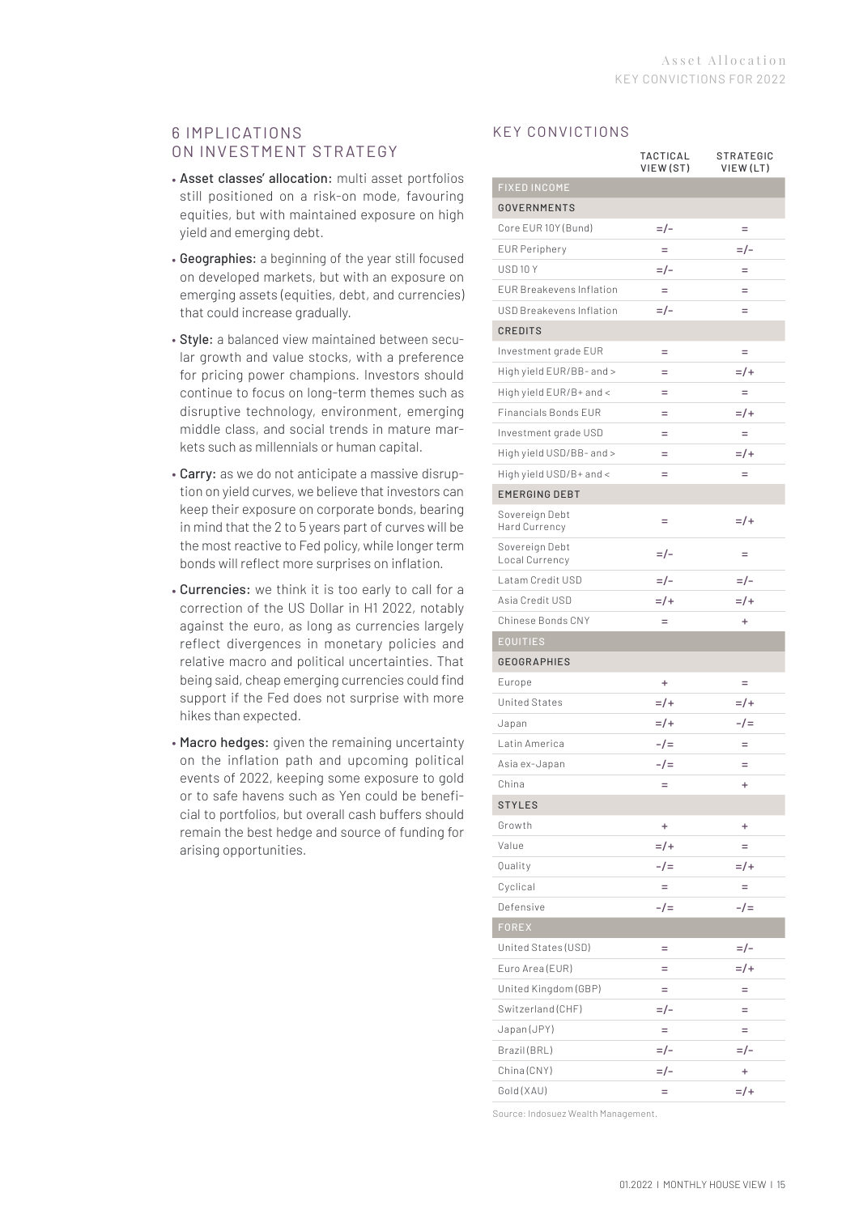## 6 IMPLICATIONS ON INVESTMENT STRATEGY

- **Asset classes' allocation:** multi asset portfolios still positioned on a risk-on mode, favouring equities, but with maintained exposure on high yield and emerging debt.
- **Geographies:** a beginning of the year still focused on developed markets, but with an exposure on emerging assets (equities, debt, and currencies) that could increase gradually.
- **Style:** a balanced view maintained between secular growth and value stocks, with a preference for pricing power champions. Investors should continue to focus on long-term themes such as disruptive technology, environment, emerging middle class, and social trends in mature markets such as millennials or human capital.
- **Carry:** as we do not anticipate a massive disruption on yield curves, we believe that investors can keep their exposure on corporate bonds, bearing in mind that the 2 to 5 years part of curves will be the most reactive to Fed policy, while longer term bonds will reflect more surprises on inflation.
- **Currencies:** we think it is too early to call for a correction of the US Dollar in H1 2022, notably against the euro, as long as currencies largely reflect divergences in monetary policies and relative macro and political uncertainties. That being said, cheap emerging currencies could find support if the Fed does not surprise with more hikes than expected.
- **Macro hedges:** given the remaining uncertainty on the inflation path and upcoming political events of 2022, keeping some exposure to gold or to safe havens such as Yen could be beneficial to portfolios, but overall cash buffers should remain the best hedge and source of funding for arising opportunities.

## KEY CONVICTIONS

| | TACTICAL VIEW (ST) | STRATEGIC VIEW (LT) |
|---|---|---|
| **FIXED INCOME** | | |
| **GOVERNMENTS** | | |
| Core EUR 10Y (Bund) | =/- | = |
| EUR Periphery | = | =/- |
| USD 10 Y | =/- | = |
| EUR Breakevens Inflation | = | = |
| USD Breakevens Inflation | =/- | = |
| **CREDITS** | | |
| Investment grade EUR | = | = |
| High yield EUR/BB- and > | = | =/+ |
| High yield EUR/B+ and < | = | = |
| Financials Bonds EUR | = | =/+ |
| Investment grade USD | = | = |
| High yield USD/BB- and > | = | =/+ |
| High yield USD/B+ and < | = | = |
| **EMERGING DEBT** | | |
| Sovereign Debt Hard Currency | = | =/+ |
| Sovereign Debt Local Currency | =/- | = |
| Latam Credit USD | =/- | =/- |
| Asia Credit USD | =/+ | =/+ |
| Chinese Bonds CNY | = | + |
| **EQUITIES** | | |
| **GEOGRAPHIES** | | |
| Europe | + | = |
| United States | =/+ | =/+ |
| Japan | =/+ | -/= |
| Latin America | -/= | = |
| Asia ex-Japan | -/= | = |
| China | = | + |
| **STYLES** | | |
| Growth | + | + |
| Value | =/+ | = |
| Quality | -/= | =/+ |
| Cyclical | = | = |
| Defensive | -/= | -/= |
| **FOREX** | | |
| United States (USD) | = | =/- |
| Euro Area (EUR) | = | =/+ |
| United Kingdom (GBP) | = | = |
| Switzerland (CHF) | =/- | = |
| Japan (JPY) | = | = |
| Brazil (BRL) | =/- | =/- |
| China (CNY) | =/- | + |
| Gold (XAU) | = | =/+ |

Source: Indosuez Wealth Management.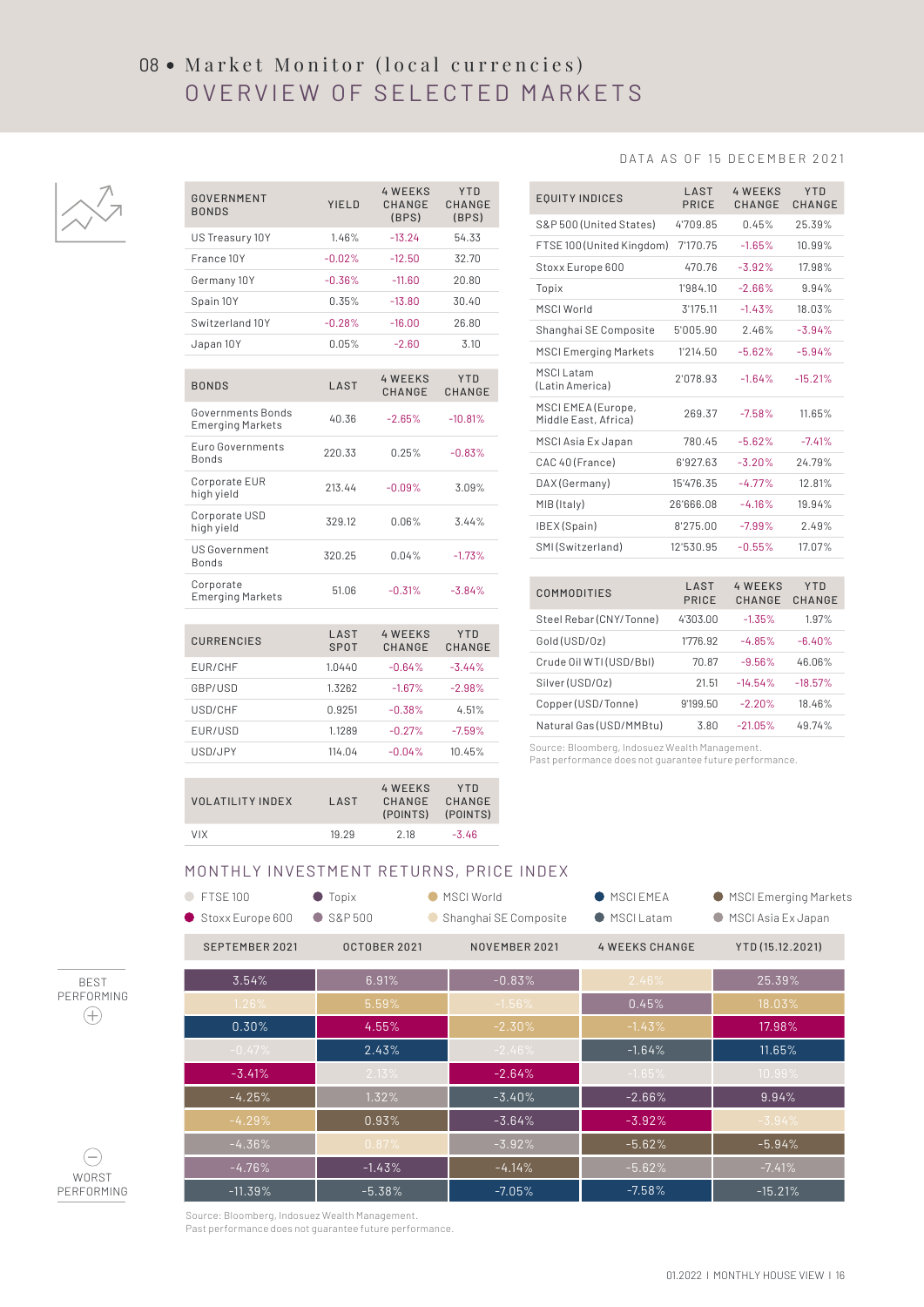# 08 • Market Monitor (local currencies)

## OVERVIEW OF SELECTED MARKETS

DATA AS OF 15 DECEMBER 2021

| GOVERNMENT BONDS | YIELD | 4 WEEKS CHANGE (BPS) | YTD CHANGE (BPS) |
|---|---|---|---|
| US Treasury 10Y | 1.46% | -13.24 | 54.33 |
| France 10Y | -0.02% | -12.50 | 32.70 |
| Germany 10Y | -0.36% | -11.60 | 20.80 |
| Spain 10Y | 0.35% | -13.80 | 30.40 |
| Switzerland 10Y | -0.28% | -16.00 | 26.80 |
| Japan 10Y | 0.05% | -2.60 | 3.10 |

| BONDS | LAST | 4 WEEKS CHANGE | YTD CHANGE |
|---|---|---|---|
| Governments Bonds Emerging Markets | 40.36 | -2.65% | -10.81% |
| Euro Governments Bonds | 220.33 | 0.25% | -0.83% |
| Corporate EUR high yield | 213.44 | -0.09% | 3.09% |
| Corporate USD high yield | 329.12 | 0.06% | 3.44% |
| US Government Bonds | 320.25 | 0.04% | -1.73% |
| Corporate Emerging Markets | 51.06 | -0.31% | -3.84% |

| CURRENCIES | LAST SPOT | 4 WEEKS CHANGE | YTD CHANGE |
|---|---|---|---|
| EUR/CHF | 1.0440 | -0.64% | -3.44% |
| GBP/USD | 1.3262 | -1.67% | -2.98% |
| USD/CHF | 0.9251 | -0.38% | 4.51% |
| EUR/USD | 1.1289 | -0.27% | -7.59% |
| USD/JPY | 114.04 | -0.04% | 10.45% |

| VOLATILITY INDEX | LAST | 4 WEEKS CHANGE (POINTS) | YTD CHANGE (POINTS) |
|---|---|---|---|
| VIX | 19.29 | 2.18 | -3.46 |

| EQUITY INDICES | LAST PRICE | 4 WEEKS CHANGE | YTD CHANGE |
|---|---|---|---|
| S&P 500 (United States) | 4'709.85 | 0.45% | 25.39% |
| FTSE 100 (United Kingdom) | 7'170.75 | -1.65% | 10.99% |
| Stoxx Europe 600 | 470.76 | -3.92% | 17.98% |
| Topix | 1'984.10 | -2.66% | 9.94% |
| MSCI World | 3'175.11 | -1.43% | 18.03% |
| Shanghai SE Composite | 5'005.90 | 2.46% | -3.94% |
| MSCI Emerging Markets | 1'214.50 | -5.62% | -5.94% |
| MSCI Latam (Latin America) | 2'078.93 | -1.64% | -15.21% |
| MSCI EMEA (Europe, Middle East, Africa) | 269.37 | -7.58% | 11.65% |
| MSCI Asia Ex Japan | 780.45 | -5.62% | -7.41% |
| CAC 40 (France) | 6'927.63 | -3.20% | 24.79% |
| DAX (Germany) | 15'476.35 | -4.77% | 12.81% |
| MIB (Italy) | 26'666.08 | -4.16% | 19.94% |
| IBEX (Spain) | 8'275.00 | -7.99% | 2.49% |
| SMI (Switzerland) | 12'530.95 | -0.55% | 17.07% |

| COMMODITIES | LAST PRICE | 4 WEEKS CHANGE | YTD CHANGE |
|---|---|---|---|
| Steel Rebar (CNY/Tonne) | 4'303.00 | -1.35% | 1.97% |
| Gold (USD/Oz) | 1'776.92 | -4.85% | -6.40% |
| Crude Oil WTI (USD/Bbl) | 70.87 | -9.56% | 46.06% |
| Silver (USD/Oz) | 21.51 | -14.54% | -18.57% |
| Copper (USD/Tonne) | 9'199.50 | -2.20% | 18.46% |
| Natural Gas (USD/MMBtu) | 3.80 | -21.05% | 49.74% |

Source: Bloomberg, Indosuez Wealth Management.
Past performance does not guarantee future performance.

## MONTHLY INVESTMENT RETURNS, PRICE INDEX

Legend: FTSE 100, Stoxx Europe 600, Topix, S&P 500, MSCI World, Shanghai SE Composite, MSCI EMEA, MSCI Latam, MSCI Emerging Markets, MSCI Asia Ex Japan

| | SEPTEMBER 2021 | OCTOBER 2021 | NOVEMBER 2021 | 4 WEEKS CHANGE | YTD (15.12.2021) |
|---|---|---|---|---|---|
| BEST PERFORMING | 3.54% | 6.91% | -0.83% | 2.46% | 25.39% |
| | 1.26% | 5.59% | -1.56% | 0.45% | 18.03% |
| | 0.30% | 4.55% | -2.30% | -1.43% | 17.98% |
| | -0.47% | 2.43% | -2.46% | -1.64% | 11.65% |
| | -3.41% | 2.13% | -2.64% | -1.65% | 10.99% |
| | -4.25% | 1.32% | -3.40% | -2.66% | 9.94% |
| | -4.29% | 0.93% | -3.64% | -3.92% | -3.94% |
| | -4.36% | 0.87% | -3.92% | -5.62% | -5.94% |
| | -4.76% | -1.43% | -4.14% | -5.62% | -7.41% |
| WORST PERFORMING | -11.39% | -5.38% | -7.05% | -7.58% | -15.21% |

Source: Bloomberg, Indosuez Wealth Management.
Past performance does not guarantee future performance.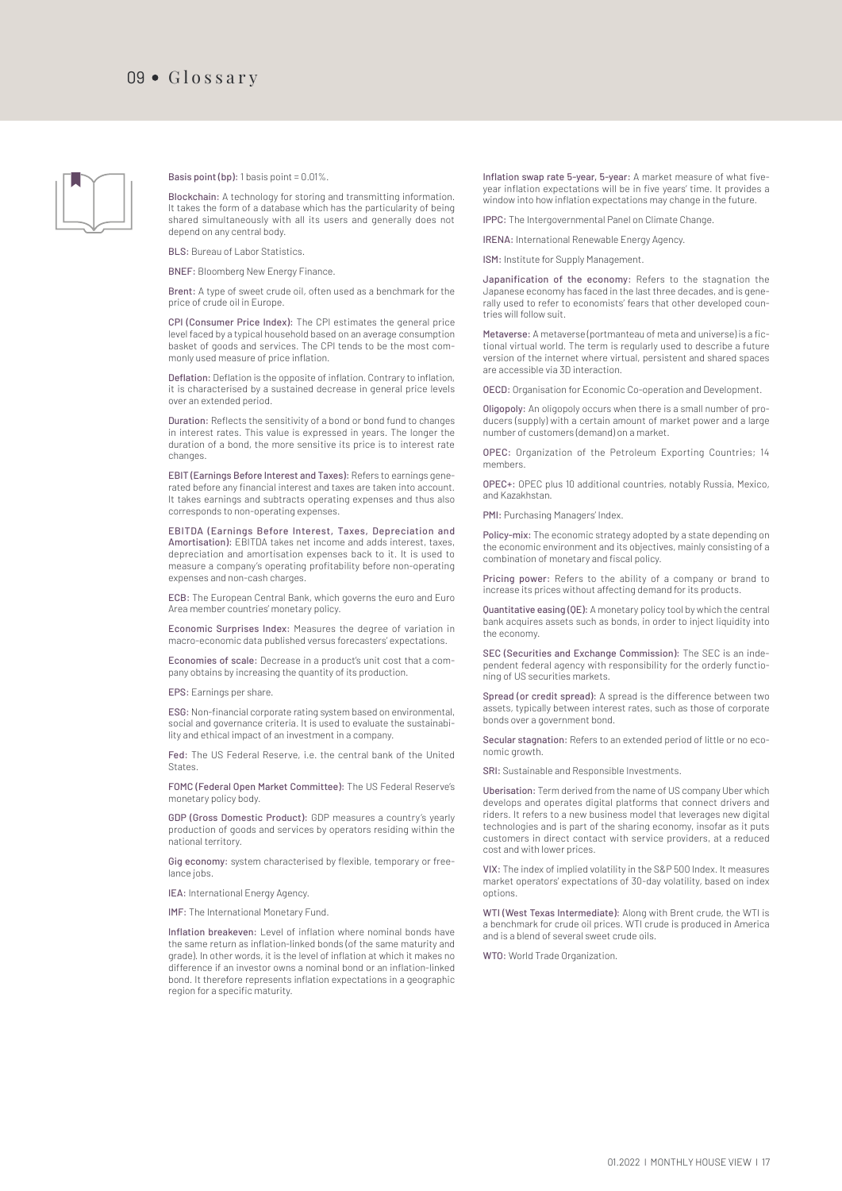# 09 • Glossary

**Basis point (bp):** 1 basis point = 0.01%.

**Blockchain:** A technology for storing and transmitting information. It takes the form of a database which has the particularity of being shared simultaneously with all its users and generally does not depend on any central body.

**BLS:** Bureau of Labor Statistics.

**BNEF:** Bloomberg New Energy Finance.

**Brent:** A type of sweet crude oil, often used as a benchmark for the price of crude oil in Europe.

**CPI (Consumer Price Index):** The CPI estimates the general price level faced by a typical household based on an average consumption basket of goods and services. The CPI tends to be the most commonly used measure of price inflation.

**Deflation:** Deflation is the opposite of inflation. Contrary to inflation, it is characterised by a sustained decrease in general price levels over an extended period.

**Duration:** Reflects the sensitivity of a bond or bond fund to changes in interest rates. This value is expressed in years. The longer the duration of a bond, the more sensitive its price is to interest rate changes.

**EBIT (Earnings Before Interest and Taxes):** Refers to earnings generated before any financial interest and taxes are taken into account. It takes earnings and subtracts operating expenses and thus also corresponds to non-operating expenses.

**EBITDA (Earnings Before Interest, Taxes, Depreciation and Amortisation):** EBITDA takes net income and adds interest, taxes, depreciation and amortisation expenses back to it. It is used to measure a company's operating profitability before non-operating expenses and non-cash charges.

**ECB:** The European Central Bank, which governs the euro and Euro Area member countries' monetary policy.

**Economic Surprises Index:** Measures the degree of variation in macro-economic data published versus forecasters' expectations.

**Economies of scale:** Decrease in a product's unit cost that a company obtains by increasing the quantity of its production.

**EPS:** Earnings per share.

**ESG:** Non-financial corporate rating system based on environmental, social and governance criteria. It is used to evaluate the sustainability and ethical impact of an investment in a company.

**Fed:** The US Federal Reserve, i.e. the central bank of the United States.

**FOMC (Federal Open Market Committee):** The US Federal Reserve's monetary policy body.

**GDP (Gross Domestic Product):** GDP measures a country's yearly production of goods and services by operators residing within the national territory.

**Gig economy:** system characterised by flexible, temporary or freelance jobs.

**IEA:** International Energy Agency.

**IMF:** The International Monetary Fund.

**Inflation breakeven:** Level of inflation where nominal bonds have the same return as inflation-linked bonds (of the same maturity and grade). In other words, it is the level of inflation at which it makes no difference if an investor owns a nominal bond or an inflation-linked bond. It therefore represents inflation expectations in a geographic region for a specific maturity.

**Inflation swap rate 5-year, 5-year:** A market measure of what five-year inflation expectations will be in five years' time. It provides a window into how inflation expectations may change in the future.

**IPPC:** The Intergovernmental Panel on Climate Change.

**IRENA:** International Renewable Energy Agency.

**ISM:** Institute for Supply Management.

**Japanification of the economy:** Refers to the stagnation the Japanese economy has faced in the last three decades, and is generally used to refer to economists' fears that other developed countries will follow suit.

**Metaverse:** A metaverse (portmanteau of meta and universe) is a fictional virtual world. The term is regularly used to describe a future version of the internet where virtual, persistent and shared spaces are accessible via 3D interaction.

**OECD:** Organisation for Economic Co-operation and Development.

**Oligopoly:** An oligopoly occurs when there is a small number of producers (supply) with a certain amount of market power and a large number of customers (demand) on a market.

**OPEC:** Organization of the Petroleum Exporting Countries; 14 members.

**OPEC+:** OPEC plus 10 additional countries, notably Russia, Mexico, and Kazakhstan.

**PMI:** Purchasing Managers' Index.

**Policy-mix:** The economic strategy adopted by a state depending on the economic environment and its objectives, mainly consisting of a combination of monetary and fiscal policy.

**Pricing power:** Refers to the ability of a company or brand to increase its prices without affecting demand for its products.

**Quantitative easing (QE):** A monetary policy tool by which the central bank acquires assets such as bonds, in order to inject liquidity into the economy.

**SEC (Securities and Exchange Commission):** The SEC is an independent federal agency with responsibility for the orderly functioning of US securities markets.

**Spread (or credit spread):** A spread is the difference between two assets, typically between interest rates, such as those of corporate bonds over a government bond.

**Secular stagnation:** Refers to an extended period of little or no economic growth.

**SRI:** Sustainable and Responsible Investments.

**Uberisation:** Term derived from the name of US company Uber which develops and operates digital platforms that connect drivers and riders. It refers to a new business model that leverages new digital technologies and is part of the sharing economy, insofar as it puts customers in direct contact with service providers, at a reduced cost and with lower prices.

**VIX:** The index of implied volatility in the S&P 500 Index. It measures market operators' expectations of 30-day volatility, based on index options.

**WTI (West Texas Intermediate):** Along with Brent crude, the WTI is a benchmark for crude oil prices. WTI crude is produced in America and is a blend of several sweet crude oils.

**WTO:** World Trade Organization.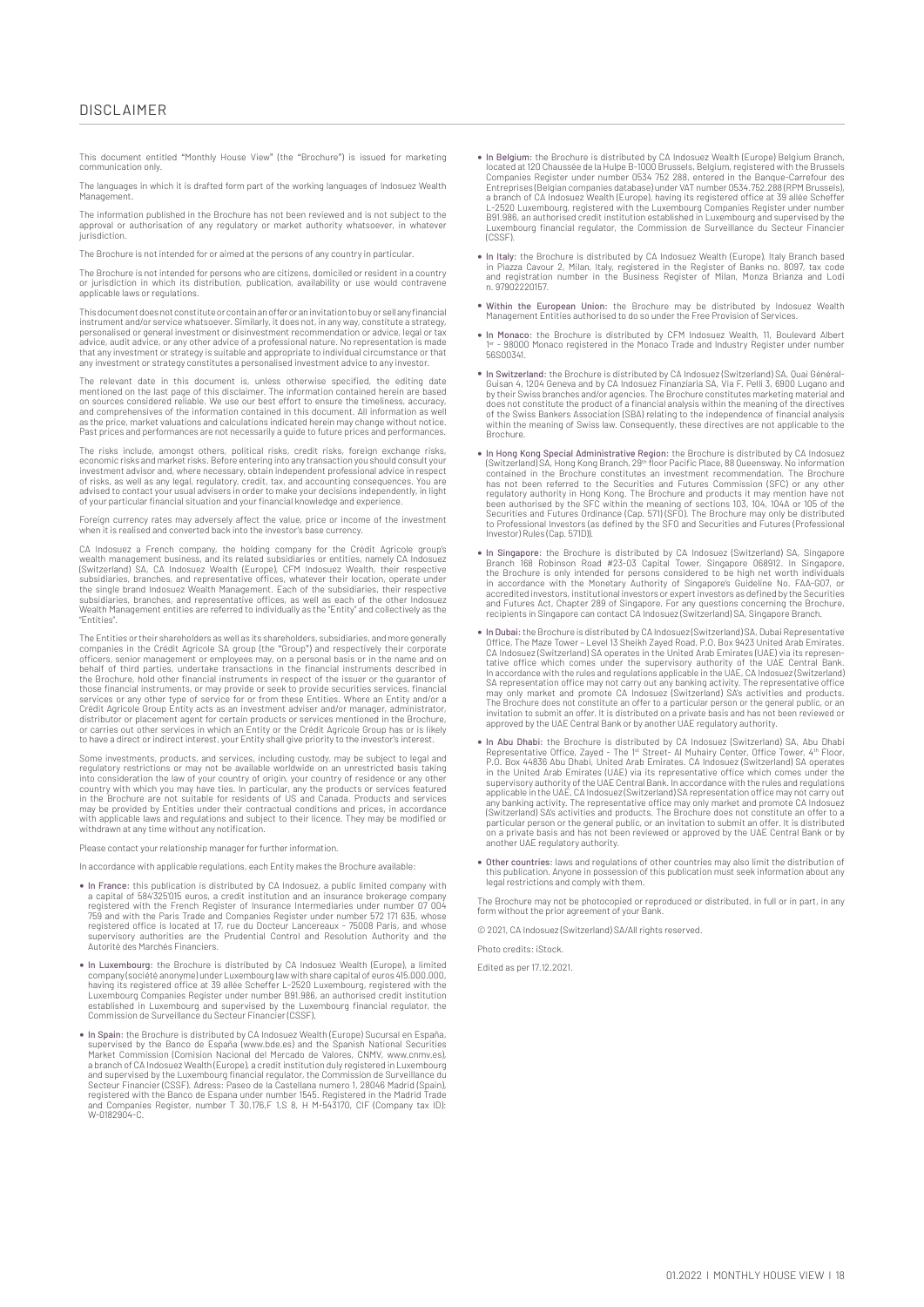# DISCLAIMER

This document entitled "Monthly House View" (the "Brochure") is issued for marketing communication only.

The languages in which it is drafted form part of the working languages of Indosuez Wealth Management.

The information published in the Brochure has not been reviewed and is not subject to the approval or authorisation of any regulatory or market authority whatsoever, in whatever jurisdiction.

The Brochure is not intended for or aimed at the persons of any country in particular.

The Brochure is not intended for persons who are citizens, domiciled or resident in a country or jurisdiction in which its distribution, publication, availability or use would contravene applicable laws or regulations.

This document does not constitute or contain an offer or an invitation to buy or sell any financial instrument and/or service whatsoever. Similarly, it does not, in any way, constitute a strategy, personalised or general investment or disinvestment recommendation or advice, legal or tax advice, audit advice, or any other advice of a professional nature. No representation is made that any investment or strategy is suitable and appropriate to individual circumstance or that any investment or strategy constitutes a personalised investment advice to any investor.

The relevant date in this document is, unless otherwise specified, the editing date mentioned on the last page of this disclaimer. The information contained herein are based on sources considered reliable. We use our best effort to ensure the timeliness, accuracy, and comprehensives of the information contained in this document. All information as well as the price, market valuations and calculations indicated herein may change without notice. Past prices and performances are not necessarily a guide to future prices and performances.

The risks include, amongst others, political risks, credit risks, foreign exchange risks, economic risks and market risks. Before entering into any transaction you should consult your investment advisor and, where necessary, obtain independent professional advice in respect of risks, as well as any legal, regulatory, credit, tax, and accounting consequences. You are advised to contact your usual advisers in order to make your decisions independently, in light of your particular financial situation and your financial knowledge and experience.

Foreign currency rates may adversely affect the value, price or income of the investment when it is realised and converted back into the investor's base currency.

CA Indosuez a French company, the holding company for the Crédit Agricole group's wealth management business, and its related subsidiaries or entities, namely CA Indosuez (Switzerland) SA, CA Indosuez Wealth (Europe), CFM Indosuez Wealth, their respective subsidiaries, branches, and representative offices, whatever their location, operate under the single brand Indosuez Wealth Management. Each of the subsidiaries, their respective subsidiaries, branches, and representative offices, as well as each of the other Indosuez Wealth Management entities are referred to individually as the "Entity" and collectively as the "Entities".

The Entities or their shareholders as well as its shareholders, subsidiaries, and more generally companies in the Crédit Agricole SA group (the "Group") and respectively their corporate officers, senior management or employees may, on a personal basis or in the name and on behalf of third parties, undertake transactions in the financial instruments described in the Brochure, hold other financial instruments in respect of the issuer or the guarantor of those financial instruments, or may provide or seek to provide securities services, financial services or any other type of service for or from these Entities. Where an Entity and/or a Crédit Agricole Group Entity acts as an investment adviser and/or manager, administrator, distributor or placement agent for certain products or services mentioned in the Brochure, or carries out other services in which an Entity or the Crédit Agricole Group has or is likely to have a direct or indirect interest, your Entity shall give priority to the investor's interest.

Some investments, products, and services, including custody, may be subject to legal and regulatory restrictions or may not be available worldwide on an unrestricted basis taking into consideration the law of your country of origin, your country of residence or any other country with which you may have ties. In particular, any the products or services featured in the Brochure are not suitable for residents of US and Canada. Products and services may be provided by Entities under their contractual conditions and prices, in accordance with applicable laws and regulations and subject to their licence. They may be modified or withdrawn at any time without any notification.

Please contact your relationship manager for further information.

In accordance with applicable regulations, each Entity makes the Brochure available:

- **In France:** this publication is distributed by CA Indosuez, a public limited company with a capital of 584'325'015 euros, a credit institution and an insurance brokerage company registered with the French Register of Insurance Intermediaries under number 07 004 759 and with the Paris Trade and Companies Register under number 572 171 635, whose registered office is located at 17, rue du Docteur Lancereaux - 75008 Paris, and whose supervisory authorities are the Prudential Control and Resolution Authority and the Autorité des Marchés Financiers.
- **In Luxembourg:** the Brochure is distributed by CA Indosuez Wealth (Europe), a limited company (société anonyme) under Luxembourg law with share capital of euros 415.000.000, having its registered office at 39 allée Scheffer L-2520 Luxembourg, registered with the Luxembourg Companies Register under number B91.986, an authorised credit institution established in Luxembourg and supervised by the Luxembourg financial regulator, the Commission de Surveillance du Secteur Financier (CSSF).
- **In Spain:** the Brochure is distributed by CA Indosuez Wealth (Europe) Sucursal en España, supervised by the Banco de España (www.bde.es) and the Spanish National Securities Market Commission (Comision Nacional del Mercado de Valores, CNMV, www.cnmv.es), a branch of CA Indosuez Wealth (Europe), a credit institution duly registered in Luxembourg and supervised by the Luxembourg financial regulator, the Commission de Surveillance du Secteur Financier (CSSF). Adress: Paseo de la Castellana numero 1, 28046 Madrid (Spain), registered with the Banco de Espana under number 1545. Registered in the Madrid Trade and Companies Register, number T 30.176,F 1,S 8, H M-543170, CIF (Company tax ID): W-0182904-C.
- **In Belgium:** the Brochure is distributed by CA Indosuez Wealth (Europe) Belgium Branch, located at 120 Chaussée de la Hulpe B-1000 Brussels, Belgium, registered with the Brussels Companies Register under number 0534 752 288, entered in the Banque-Carrefour des Entreprises (Belgian companies database) under VAT number 0534.752.288 (RPM Brussels), a branch of CA Indosuez Wealth (Europe), having its registered office at 39 allée Scheffer L-2520 Luxembourg, registered with the Luxembourg Companies Register under number B91.986, an authorised credit institution established in Luxembourg and supervised by the Luxembourg financial regulator, the Commission de Surveillance du Secteur Financier (CSSF).
- **In Italy:** the Brochure is distributed by CA Indosuez Wealth (Europe), Italy Branch based in Piazza Cavour 2, Milan, Italy, registered in the Register of Banks no. 8097, tax code and registration number in the Business Register of Milan, Monza Brianza and Lodi n. 97902220157.
- **Within the European Union:** the Brochure may be distributed by Indosuez Wealth Management Entities authorised to do so under the Free Provision of Services.
- **In Monaco:** the Brochure is distributed by CFM Indosuez Wealth, 11, Boulevard Albert 1er - 98000 Monaco registered in the Monaco Trade and Industry Register under number 56S00341.
- **In Switzerland:** the Brochure is distributed by CA Indosuez (Switzerland) SA, Quai Général-Guisan 4, 1204 Geneva and by CA Indosuez Finanziaria SA, Via F. Pelli 3, 6900 Lugano and by their Swiss branches and/or agencies. The Brochure constitutes marketing material and does not constitute the product of a financial analysis within the meaning of the directives of the Swiss Bankers Association (SBA) relating to the independence of financial analysis within the meaning of Swiss law. Consequently, these directives are not applicable to the Brochure.
- **In Hong Kong Special Administrative Region:** the Brochure is distributed by CA Indosuez (Switzerland) SA, Hong Kong Branch, 29th floor Pacific Place, 88 Queensway. No information contained in the Brochure constitutes an investment recommendation. The Brochure has not been referred to the Securities and Futures Commission (SFC) or any other regulatory authority in Hong Kong. The Brochure and products it may mention have not been authorised by the SFC within the meaning of sections 103, 104, 104A or 105 of the Securities and Futures Ordinance (Cap. 571) (SFO). The Brochure may only be distributed to Professional Investors (as defined by the SFO and Securities and Futures (Professional Investor) Rules (Cap. 571D)).
- **In Singapore:** the Brochure is distributed by CA Indosuez (Switzerland) SA, Singapore Branch 168 Robinson Road #23-03 Capital Tower, Singapore 068912. In Singapore, the Brochure is only intended for persons considered to be high net worth individuals in accordance with the Monetary Authority of Singapore's Guideline No. FAA-G07, or accredited investors, institutional investors or expert investors as defined by the Securities and Futures Act, Chapter 289 of Singapore. For any questions concerning the Brochure, recipients in Singapore can contact CA Indosuez (Switzerland) SA, Singapore Branch.
- **In Dubai:** the Brochure is distributed by CA Indosuez (Switzerland) SA, Dubai Representative Office, The Maze Tower - Level 13 Sheikh Zayed Road, P.O. Box 9423 United Arab Emirates. CA Indosuez (Switzerland) SA operates in the United Arab Emirates (UAE) via its representative office which comes under the supervisory authority of the UAE Central Bank. In accordance with the rules and regulations applicable in the UAE, CA Indosuez (Switzerland) SA representation office may not carry out any banking activity. The representative office may only market and promote CA Indosuez (Switzerland) SA's activities and products. The Brochure does not constitute an offer to a particular person or the general public, or an invitation to submit an offer. It is distributed on a private basis and has not been reviewed or approved by the UAE Central Bank or by another UAE regulatory authority.
- **In Abu Dhabi:** the Brochure is distributed by CA Indosuez (Switzerland) SA, Abu Dhabi Representative Office, Zayed - The 1st Street- Al Muhairy Center, Office Tower, 4th Floor, P.O. Box 44836 Abu Dhabi, United Arab Emirates. CA Indosuez (Switzerland) SA operates in the United Arab Emirates (UAE) via its representative office which comes under the supervisory authority of the UAE Central Bank. In accordance with the rules and regulations applicable in the UAE, CA Indosuez (Switzerland) SA representation office may not carry out any banking activity. The representative office may only market and promote CA Indosuez (Switzerland) SA's activities and products. The Brochure does not constitute an offer to a particular person or the general public, or an invitation to submit an offer. It is distributed on a private basis and has not been reviewed or approved by the UAE Central Bank or by another UAE regulatory authority.
- **Other countries:** laws and regulations of other countries may also limit the distribution of this publication. Anyone in possession of this publication must seek information about any legal restrictions and comply with them.

The Brochure may not be photocopied or reproduced or distributed, in full or in part, in any form without the prior agreement of your Bank.

© 2021, CA Indosuez (Switzerland) SA/All rights reserved.

Photo credits: iStock.

Edited as per 17.12.2021.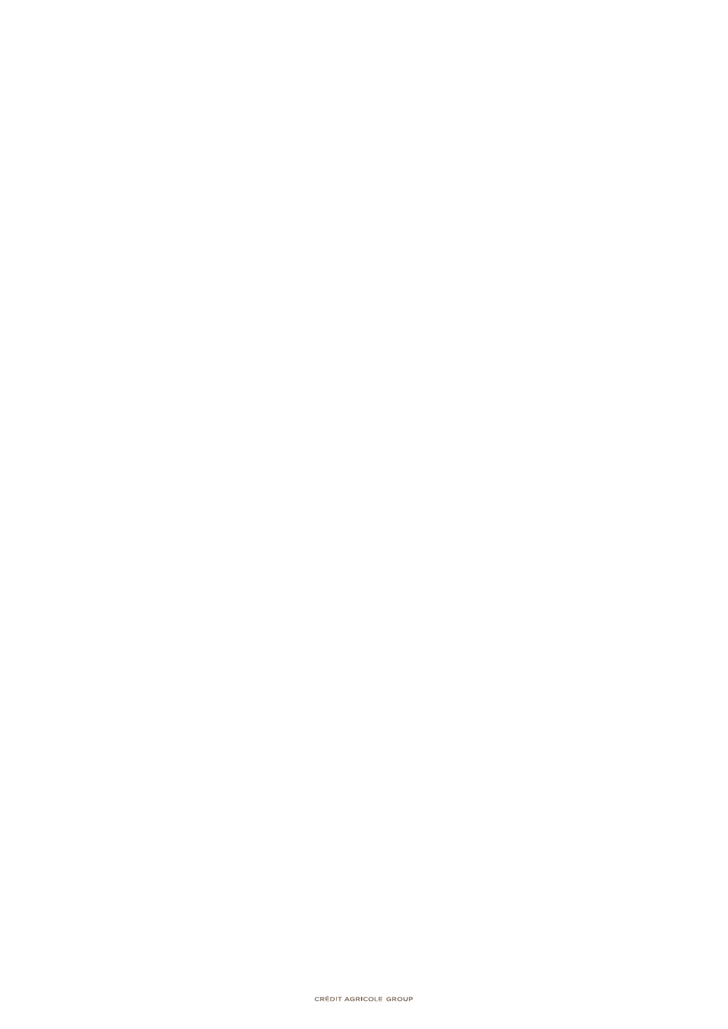CRÉDIT AGRICOLE GROUP